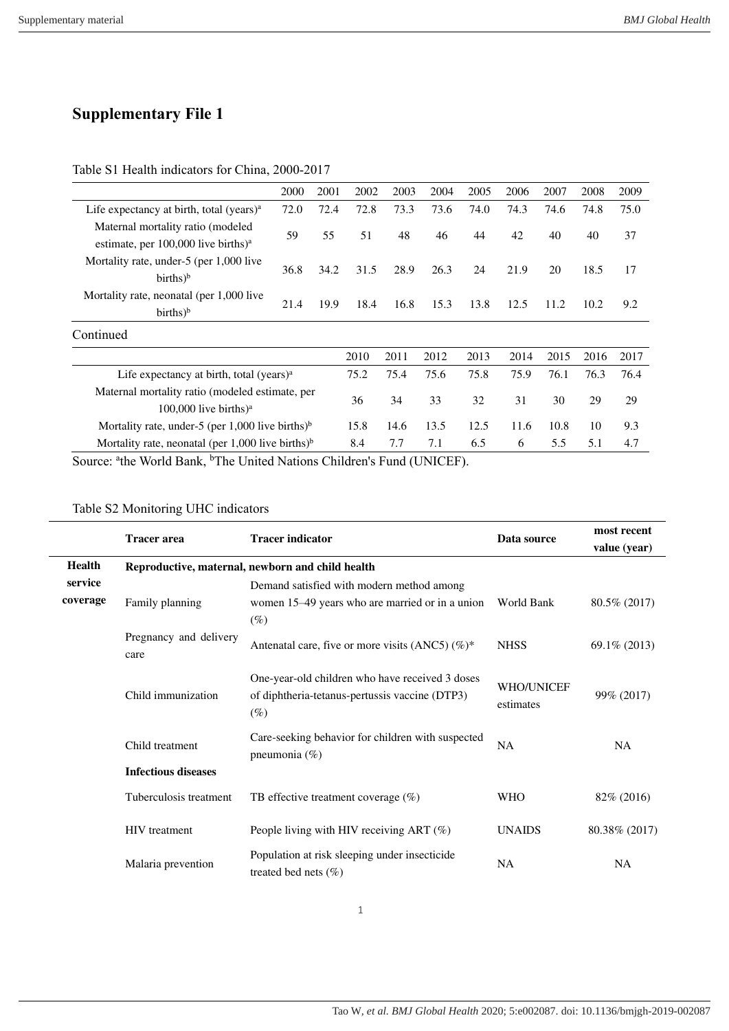# Supplementary File 1

Table S1 Health indicators for China, 2000-2017

| | 2000 | 2001 | 2002 | 2003 | 2004 | 2005 | 2006 | 2007 | 2008 | 2009 |
|---|---|---|---|---|---|---|---|---|---|---|
| Life expectancy at birth, total (years)[a] | 72.0 | 72.4 | 72.8 | 73.3 | 73.6 | 74.0 | 74.3 | 74.6 | 74.8 | 75.0 |
| Maternal mortality ratio (modeled estimate, per 100,000 live births)[a] | 59 | 55 | 51 | 48 | 46 | 44 | 42 | 40 | 40 | 37 |
| Mortality rate, under-5 (per 1,000 live births)[b] | 36.8 | 34.2 | 31.5 | 28.9 | 26.3 | 24 | 21.9 | 20 | 18.5 | 17 |
| Mortality rate, neonatal (per 1,000 live births)[b] | 21.4 | 19.9 | 18.4 | 16.8 | 15.3 | 13.8 | 12.5 | 11.2 | 10.2 | 9.2 |

Continued

| | 2010 | 2011 | 2012 | 2013 | 2014 | 2015 | 2016 | 2017 |
|---|---|---|---|---|---|---|---|---|
| Life expectancy at birth, total (years)[a] | 75.2 | 75.4 | 75.6 | 75.8 | 75.9 | 76.1 | 76.3 | 76.4 |
| Maternal mortality ratio (modeled estimate, per 100,000 live births)[a] | 36 | 34 | 33 | 32 | 31 | 30 | 29 | 29 |
| Mortality rate, under-5 (per 1,000 live births)[b] | 15.8 | 14.6 | 13.5 | 12.5 | 11.6 | 10.8 | 10 | 9.3 |
| Mortality rate, neonatal (per 1,000 live births)[b] | 8.4 | 7.7 | 7.1 | 6.5 | 6 | 5.5 | 5.1 | 4.7 |

Source: [a]the World Bank, [b]The United Nations Children's Fund (UNICEF).

Table S2 Monitoring UHC indicators

| | Tracer area | Tracer indicator | Data source | most recent value (year) |
|---|---|---|---|---|
| **Health service coverage** | **Reproductive, maternal, newborn and child health** | | | |
| | Family planning | Demand satisfied with modern method among women 15–49 years who are married or in a union (%) | World Bank | 80.5% (2017) |
| | Pregnancy and delivery care | Antenatal care, five or more visits (ANC5) (%)* | NHSS | 69.1% (2013) |
| | Child immunization | One-year-old children who have received 3 doses of diphtheria-tetanus-pertussis vaccine (DTP3) (%) | WHO/UNICEF estimates | 99% (2017) |
| | Child treatment | Care-seeking behavior for children with suspected pneumonia (%) | NA | NA |
| | **Infectious diseases** | | | |
| | Tuberculosis treatment | TB effective treatment coverage (%) | WHO | 82% (2016) |
| | HIV treatment | People living with HIV receiving ART (%) | UNAIDS | 80.38% (2017) |
| | Malaria prevention | Population at risk sleeping under insecticide treated bed nets (%) | NA | NA |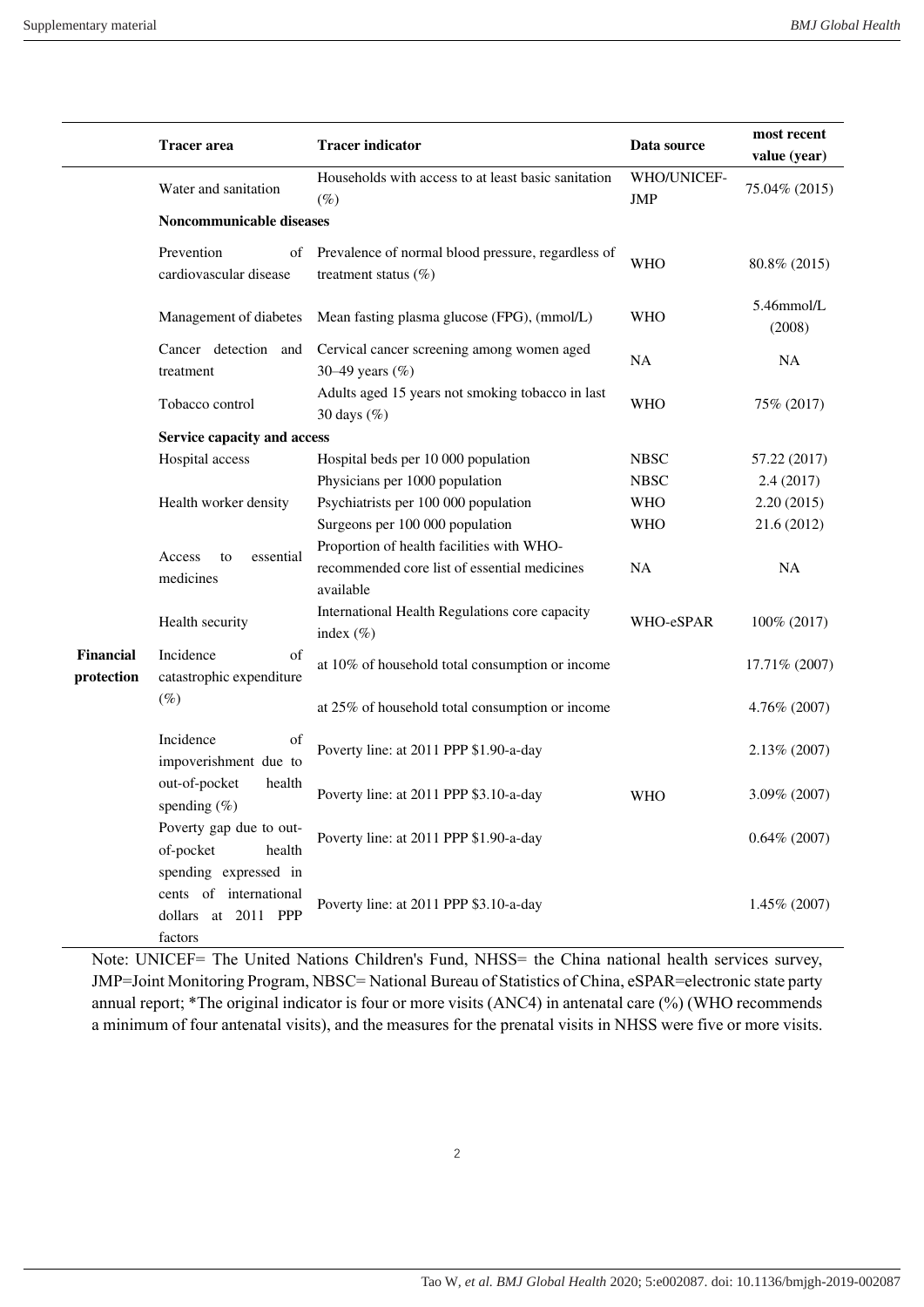| | Tracer area | Tracer indicator | Data source | most recent value (year) |
|---|---|---|---|---|
| | Water and sanitation | Households with access to at least basic sanitation (%) | WHO/UNICEF-JMP | 75.04% (2015) |
| | **Noncommunicable diseases** | | | |
| | Prevention of cardiovascular disease | Prevalence of normal blood pressure, regardless of treatment status (%) | WHO | 80.8% (2015) |
| | Management of diabetes | Mean fasting plasma glucose (FPG), (mmol/L) | WHO | 5.46mmol/L (2008) |
| | Cancer detection and treatment | Cervical cancer screening among women aged 30–49 years (%) | NA | NA |
| | Tobacco control | Adults aged 15 years not smoking tobacco in last 30 days (%) | WHO | 75% (2017) |
| | **Service capacity and access** | | | |
| | Hospital access | Hospital beds per 10 000 population | NBSC | 57.22 (2017) |
| | Health worker density | Physicians per 1000 population | NBSC | 2.4 (2017) |
| | | Psychiatrists per 100 000 population | WHO | 2.20 (2015) |
| | | Surgeons per 100 000 population | WHO | 21.6 (2012) |
| | Access to essential medicines | Proportion of health facilities with WHO-recommended core list of essential medicines available | NA | NA |
| | Health security | International Health Regulations core capacity index (%) | WHO-eSPAR | 100% (2017) |
| **Financial protection** | Incidence of catastrophic expenditure (%) | at 10% of household total consumption or income | WHO | 17.71% (2007) |
| | | at 25% of household total consumption or income | | 4.76% (2007) |
| | Incidence of impoverishment due to out-of-pocket health spending (%) | Poverty line: at 2011 PPP $1.90-a-day | | 2.13% (2007) |
| | | Poverty line: at 2011 PPP $3.10-a-day | | 3.09% (2007) |
| | Poverty gap due to out-of-pocket health spending expressed in cents of international dollars at 2011 PPP factors | Poverty line: at 2011 PPP $1.90-a-day | | 0.64% (2007) |
| | | Poverty line: at 2011 PPP $3.10-a-day | | 1.45% (2007) |

Note: UNICEF= The United Nations Children's Fund, NHSS= the China national health services survey, JMP=Joint Monitoring Program, NBSC= National Bureau of Statistics of China, eSPAR=electronic state party annual report; *The original indicator is four or more visits (ANC4) in antenatal care (%) (WHO recommends a minimum of four antenatal visits), and the measures for the prenatal visits in NHSS were five or more visits.